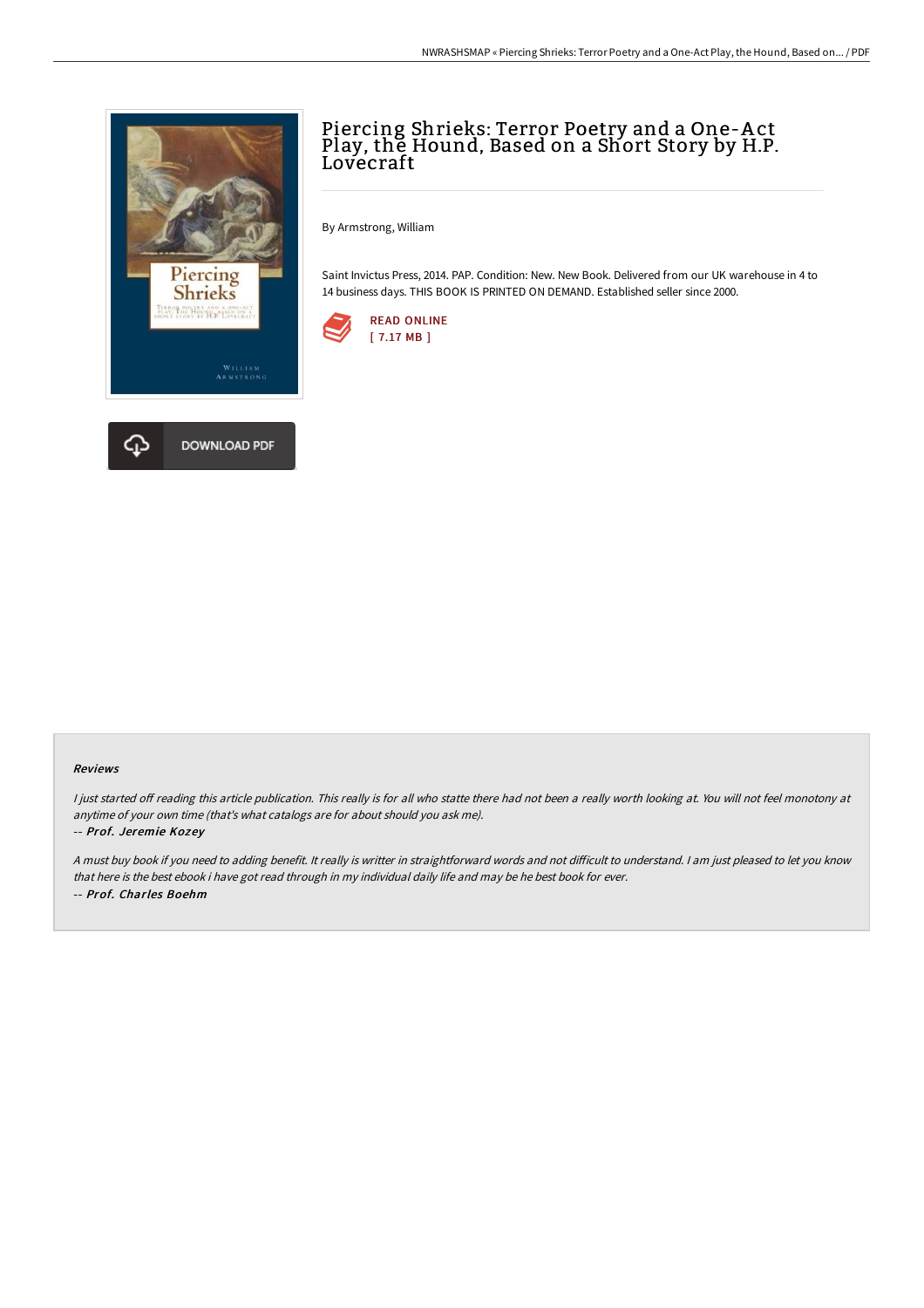# Piercing Shrieks: Terror Poetry and a One-Act Play, the Hound, Based on a Short Story by H.P. Lovecraft

By Armstrong, William

Saint Invictus Press, 2014. PAP. Condition: New. New Book. Delivered from our UK warehouse in 4 to 14 business days. THIS BOOK IS PRINTED ON DEMAND. Established seller since 2000.

READ ONLINE
[ 7.17 MB ]

DOWNLOAD PDF

### Reviews

*I just started off reading this article publication. This really is for all who statte there had not been a really worth looking at. You will not feel monotony at anytime of your own time (that's what catalogs are for about should you ask me).*

-- ***Prof. Jeremie Kozey***

*A must buy book if you need to adding benefit. It really is writter in straightforward words and not difficult to understand. I am just pleased to let you know that here is the best ebook i have got read through in my individual daily life and may be he best book for ever.*

-- ***Prof. Charles Boehm***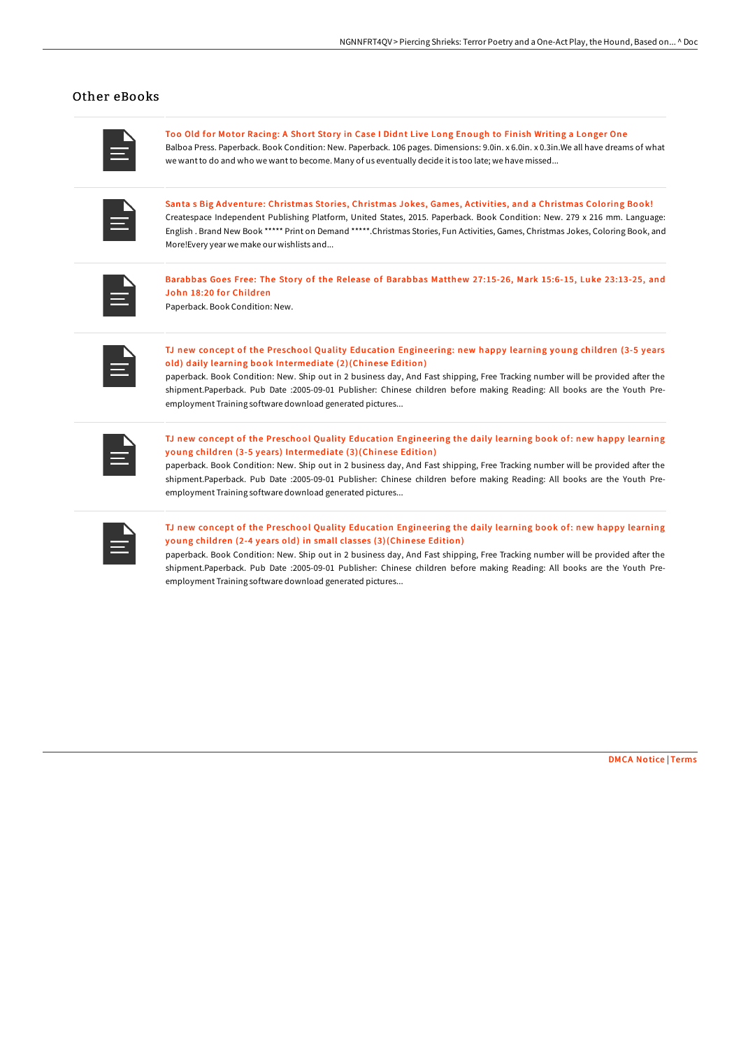## Other eBooks

**Too Old for Motor Racing: A Short Story in Case I Didnt Live Long Enough to Finish Writing a Longer One**
Balboa Press. Paperback. Book Condition: New. Paperback. 106 pages. Dimensions: 9.0in. x 6.0in. x 0.3in.We all have dreams of what we want to do and who we want to become. Many of us eventually decide it is too late; we have missed...

**Santa s Big Adventure: Christmas Stories, Christmas Jokes, Games, Activities, and a Christmas Coloring Book!**
Createspace Independent Publishing Platform, United States, 2015. Paperback. Book Condition: New. 279 x 216 mm. Language: English . Brand New Book ***** Print on Demand *****.Christmas Stories, Fun Activities, Games, Christmas Jokes, Coloring Book, and More!Every year we make our wishlists and...

**Barabbas Goes Free: The Story of the Release of Barabbas Matthew 27:15-26, Mark 15:6-15, Luke 23:13-25, and John 18:20 for Children**
Paperback. Book Condition: New.

**TJ new concept of the Preschool Quality Education Engineering: new happy learning young children (3-5 years old) daily learning book Intermediate (2)(Chinese Edition)**
paperback. Book Condition: New. Ship out in 2 business day, And Fast shipping, Free Tracking number will be provided after the shipment.Paperback. Pub Date :2005-09-01 Publisher: Chinese children before making Reading: All books are the Youth Pre-employment Training software download generated pictures...

**TJ new concept of the Preschool Quality Education Engineering the daily learning book of: new happy learning young children (3-5 years) Intermediate (3)(Chinese Edition)**
paperback. Book Condition: New. Ship out in 2 business day, And Fast shipping, Free Tracking number will be provided after the shipment.Paperback. Pub Date :2005-09-01 Publisher: Chinese children before making Reading: All books are the Youth Pre-employment Training software download generated pictures...

**TJ new concept of the Preschool Quality Education Engineering the daily learning book of: new happy learning young children (2-4 years old) in small classes (3)(Chinese Edition)**
paperback. Book Condition: New. Ship out in 2 business day, And Fast shipping, Free Tracking number will be provided after the shipment.Paperback. Pub Date :2005-09-01 Publisher: Chinese children before making Reading: All books are the Youth Pre-employment Training software download generated pictures...